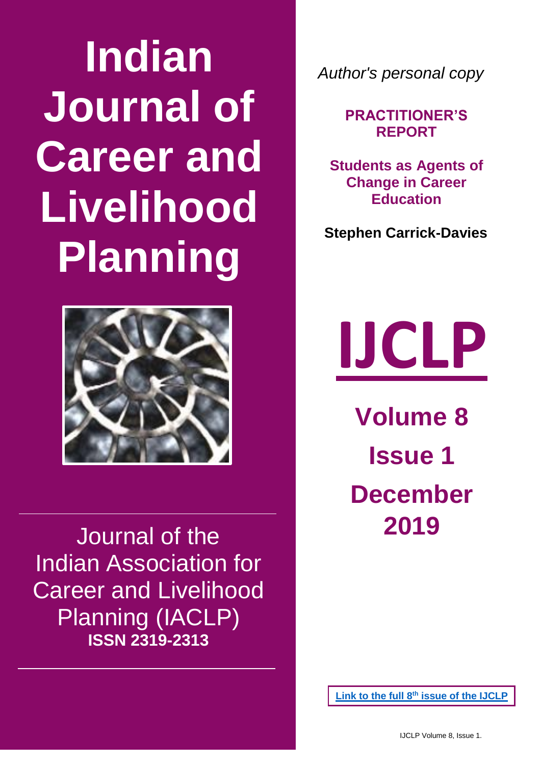# Indian Journal of Career and Livelihood Planning

Journal of the Indian Association for Career and Livelihood Planning (IACLP)

**ISSN 2319-2313**

*Author's personal copy*

**PRACTITIONER'S REPORT**

## Students as Agents of Change in Career Education

**Stephen Carrick-Davies**

# IJCLP

**Volume 8**

**Issue 1**

**December 2019**

**Link to the full 8th issue of the IJCLP**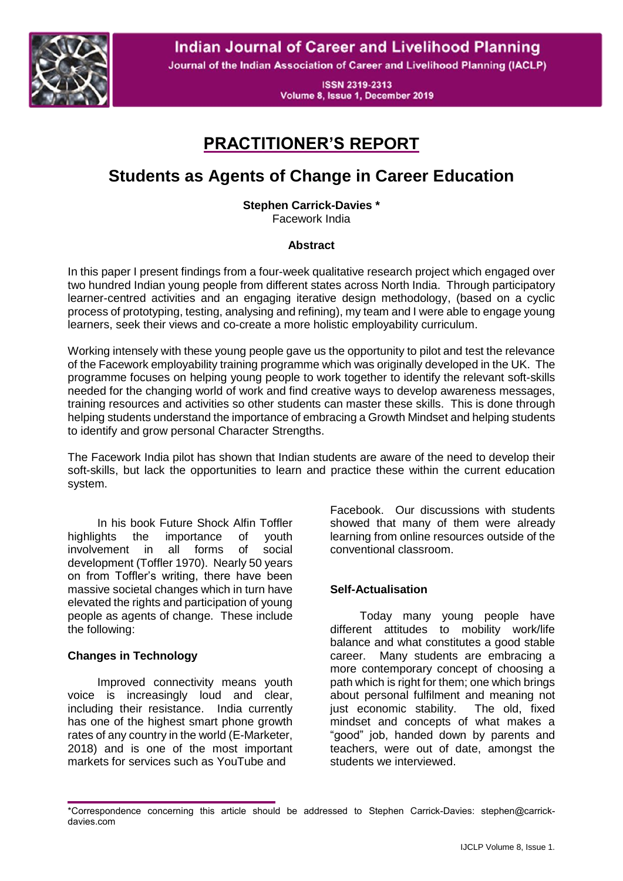## PRACTITIONER'S REPORT

# Students as Agents of Change in Career Education

**Stephen Carrick-Davies ***
Facework India

### Abstract

In this paper I present findings from a four-week qualitative research project which engaged over two hundred Indian young people from different states across North India. Through participatory learner-centred activities and an engaging iterative design methodology, (based on a cyclic process of prototyping, testing, analysing and refining), my team and I were able to engage young learners, seek their views and co-create a more holistic employability curriculum.

Working intensely with these young people gave us the opportunity to pilot and test the relevance of the Facework employability training programme which was originally developed in the UK. The programme focuses on helping young people to work together to identify the relevant soft-skills needed for the changing world of work and find creative ways to develop awareness messages, training resources and activities so other students can master these skills. This is done through helping students understand the importance of embracing a Growth Mindset and helping students to identify and grow personal Character Strengths.

The Facework India pilot has shown that Indian students are aware of the need to develop their soft-skills, but lack the opportunities to learn and practice these within the current education system.

In his book Future Shock Alfin Toffler highlights the importance of youth involvement in all forms of social development (Toffler 1970). Nearly 50 years on from Toffler's writing, there have been massive societal changes which in turn have elevated the rights and participation of young people as agents of change. These include the following:

### Changes in Technology

Improved connectivity means youth voice is increasingly loud and clear, including their resistance. India currently has one of the highest smart phone growth rates of any country in the world (E-Marketer, 2018) and is one of the most important markets for services such as YouTube and Facebook. Our discussions with students showed that many of them were already learning from online resources outside of the conventional classroom.

### Self-Actualisation

Today many young people have different attitudes to mobility work/life balance and what constitutes a good stable career. Many students are embracing a more contemporary concept of choosing a path which is right for them; one which brings about personal fulfilment and meaning not just economic stability. The old, fixed mindset and concepts of what makes a "good" job, handed down by parents and teachers, were out of date, amongst the students we interviewed.

*Correspondence concerning this article should be addressed to Stephen Carrick-Davies: stephen@carrick-davies.com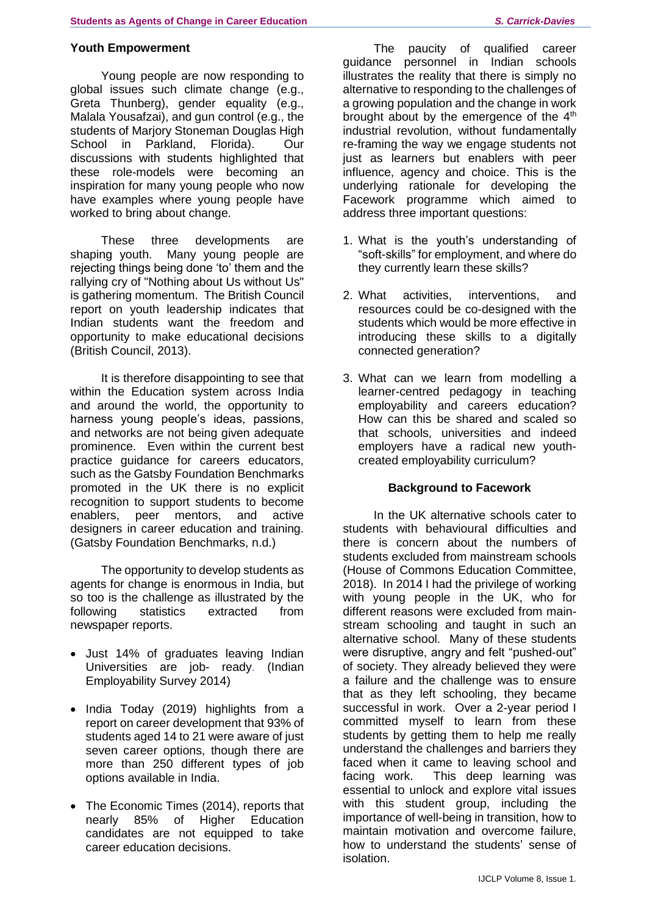## Youth Empowerment

Young people are now responding to global issues such climate change (e.g., Greta Thunberg), gender equality (e.g., Malala Yousafzai), and gun control (e.g., the students of Marjory Stoneman Douglas High School in Parkland, Florida). Our discussions with students highlighted that these role-models were becoming an inspiration for many young people who now have examples where young people have worked to bring about change.

These three developments are shaping youth. Many young people are rejecting things being done 'to' them and the rallying cry of "Nothing about Us without Us" is gathering momentum. The British Council report on youth leadership indicates that Indian students want the freedom and opportunity to make educational decisions (British Council, 2013).

It is therefore disappointing to see that within the Education system across India and around the world, the opportunity to harness young people's ideas, passions, and networks are not being given adequate prominence. Even within the current best practice guidance for careers educators, such as the Gatsby Foundation Benchmarks promoted in the UK there is no explicit recognition to support students to become enablers, peer mentors, and active designers in career education and training. (Gatsby Foundation Benchmarks, n.d.)

The opportunity to develop students as agents for change is enormous in India, but so too is the challenge as illustrated by the following statistics extracted from newspaper reports.

- Just 14% of graduates leaving Indian Universities are job- ready. (Indian Employability Survey 2014)
- India Today (2019) highlights from a report on career development that 93% of students aged 14 to 21 were aware of just seven career options, though there are more than 250 different types of job options available in India.
- The Economic Times (2014), reports that nearly 85% of Higher Education candidates are not equipped to take career education decisions.

The paucity of qualified career guidance personnel in Indian schools illustrates the reality that there is simply no alternative to responding to the challenges of a growing population and the change in work brought about by the emergence of the 4th industrial revolution, without fundamentally re-framing the way we engage students not just as learners but enablers with peer influence, agency and choice. This is the underlying rationale for developing the Facework programme which aimed to address three important questions:

1. What is the youth's understanding of "soft-skills" for employment, and where do they currently learn these skills?
2. What activities, interventions, and resources could be co-designed with the students which would be more effective in introducing these skills to a digitally connected generation?
3. What can we learn from modelling a learner-centred pedagogy in teaching employability and careers education? How can this be shared and scaled so that schools, universities and indeed employers have a radical new youth-created employability curriculum?

## Background to Facework

In the UK alternative schools cater to students with behavioural difficulties and there is concern about the numbers of students excluded from mainstream schools (House of Commons Education Committee, 2018). In 2014 I had the privilege of working with young people in the UK, who for different reasons were excluded from main-stream schooling and taught in such an alternative school. Many of these students were disruptive, angry and felt "pushed-out" of society. They already believed they were a failure and the challenge was to ensure that as they left schooling, they became successful in work. Over a 2-year period I committed myself to learn from these students by getting them to help me really understand the challenges and barriers they faced when it came to leaving school and facing work. This deep learning was essential to unlock and explore vital issues with this student group, including the importance of well-being in transition, how to maintain motivation and overcome failure, how to understand the students' sense of isolation.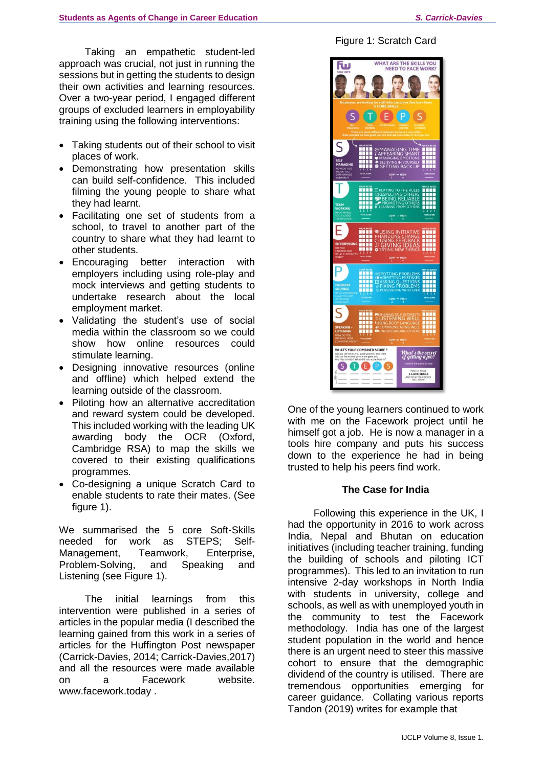Taking an empathetic student-led approach was crucial, not just in running the sessions but in getting the students to design their own activities and learning resources. Over a two-year period, I engaged different groups of excluded learners in employability training using the following interventions:

- Taking students out of their school to visit places of work.
- Demonstrating how presentation skills can build self-confidence. This included filming the young people to share what they had learnt.
- Facilitating one set of students from a school, to travel to another part of the country to share what they had learnt to other students.
- Encouraging better interaction with employers including using role-play and mock interviews and getting students to undertake research about the local employment market.
- Validating the student's use of social media within the classroom so we could show how online resources could stimulate learning.
- Designing innovative resources (online and offline) which helped extend the learning outside of the classroom.
- Piloting how an alternative accreditation and reward system could be developed. This included working with the leading UK awarding body the OCR (Oxford, Cambridge RSA) to map the skills we covered to their existing qualifications programmes.
- Co-designing a unique Scratch Card to enable students to rate their mates. (See figure 1).

We summarised the 5 core Soft-Skills needed for work as STEPS; Self-Management, Teamwork, Enterprise, Problem-Solving, and Speaking and Listening (see Figure 1).

The initial learnings from this intervention were published in a series of articles in the popular media (I described the learning gained from this work in a series of articles for the Huffington Post newspaper (Carrick-Davies, 2014; Carrick-Davies,2017) and all the resources were made available on a Facework website. www.facework.today .

Figure 1: Scratch Card

One of the young learners continued to work with me on the Facework project until he himself got a job. He is now a manager in a tools hire company and puts his success down to the experience he had in being trusted to help his peers find work.

**The Case for India**

Following this experience in the UK, I had the opportunity in 2016 to work across India, Nepal and Bhutan on education initiatives (including teacher training, funding the building of schools and piloting ICT programmes). This led to an invitation to run intensive 2-day workshops in North India with students in university, college and schools, as well as with unemployed youth in the community to test the Facework methodology. India has one of the largest student population in the world and hence there is an urgent need to steer this massive cohort to ensure that the demographic dividend of the country is utilised. There are tremendous opportunities emerging for career guidance. Collating various reports Tandon (2019) writes for example that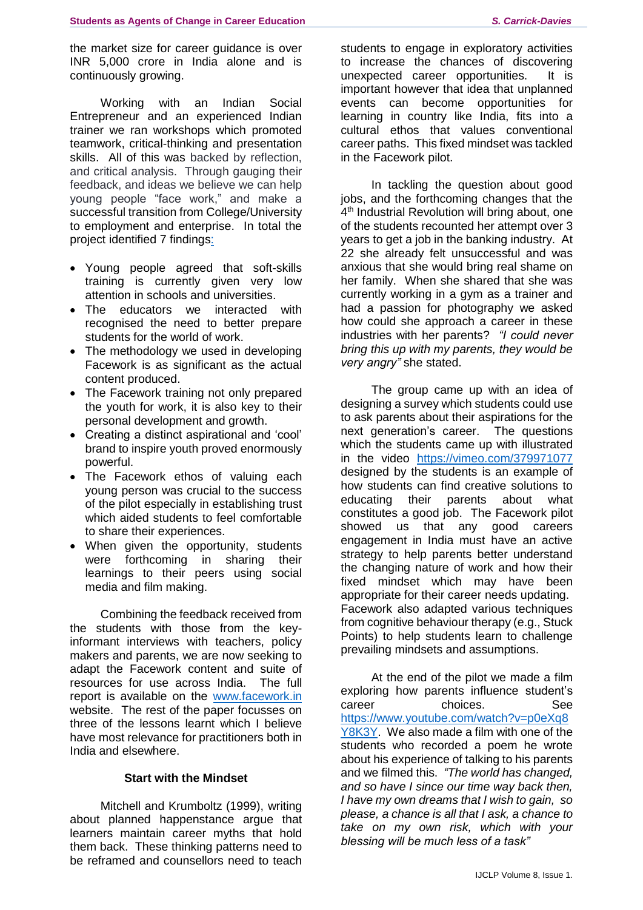the market size for career guidance is over INR 5,000 crore in India alone and is continuously growing.

Working with an Indian Social Entrepreneur and an experienced Indian trainer we ran workshops which promoted teamwork, critical-thinking and presentation skills. All of this was backed by reflection, and critical analysis. Through gauging their feedback, and ideas we believe we can help young people "face work," and make a successful transition from College/University to employment and enterprise. In total the project identified 7 findings:

- Young people agreed that soft-skills training is currently given very low attention in schools and universities.
- The educators we interacted with recognised the need to better prepare students for the world of work.
- The methodology we used in developing Facework is as significant as the actual content produced.
- The Facework training not only prepared the youth for work, it is also key to their personal development and growth.
- Creating a distinct aspirational and 'cool' brand to inspire youth proved enormously powerful.
- The Facework ethos of valuing each young person was crucial to the success of the pilot especially in establishing trust which aided students to feel comfortable to share their experiences.
- When given the opportunity, students were forthcoming in sharing their learnings to their peers using social media and film making.

Combining the feedback received from the students with those from the key-informant interviews with teachers, policy makers and parents, we are now seeking to adapt the Facework content and suite of resources for use across India. The full report is available on the www.facework.in website. The rest of the paper focusses on three of the lessons learnt which I believe have most relevance for practitioners both in India and elsewhere.

### Start with the Mindset

Mitchell and Krumboltz (1999), writing about planned happenstance argue that learners maintain career myths that hold them back. These thinking patterns need to be reframed and counsellors need to teach students to engage in exploratory activities to increase the chances of discovering unexpected career opportunities. It is important however that idea that unplanned events can become opportunities for learning in country like India, fits into a cultural ethos that values conventional career paths. This fixed mindset was tackled in the Facework pilot.

In tackling the question about good jobs, and the forthcoming changes that the 4th Industrial Revolution will bring about, one of the students recounted her attempt over 3 years to get a job in the banking industry. At 22 she already felt unsuccessful and was anxious that she would bring real shame on her family. When she shared that she was currently working in a gym as a trainer and had a passion for photography we asked how could she approach a career in these industries with her parents? *"I could never bring this up with my parents, they would be very angry"* she stated.

The group came up with an idea of designing a survey which students could use to ask parents about their aspirations for the next generation's career. The questions which the students came up with illustrated in the video https://vimeo.com/379971077 designed by the students is an example of how students can find creative solutions to educating their parents about what constitutes a good job. The Facework pilot showed us that any good careers engagement in India must have an active strategy to help parents better understand the changing nature of work and how their fixed mindset which may have been appropriate for their career needs updating. Facework also adapted various techniques from cognitive behaviour therapy (e.g., Stuck Points) to help students learn to challenge prevailing mindsets and assumptions.

At the end of the pilot we made a film exploring how parents influence student's career choices. See https://www.youtube.com/watch?v=p0eXq8Y8K3Y. We also made a film with one of the students who recorded a poem he wrote about his experience of talking to his parents and we filmed this. *"The world has changed, and so have I since our time way back then, I have my own dreams that I wish to gain, so please, a chance is all that I ask, a chance to take on my own risk, which with your blessing will be much less of a task"*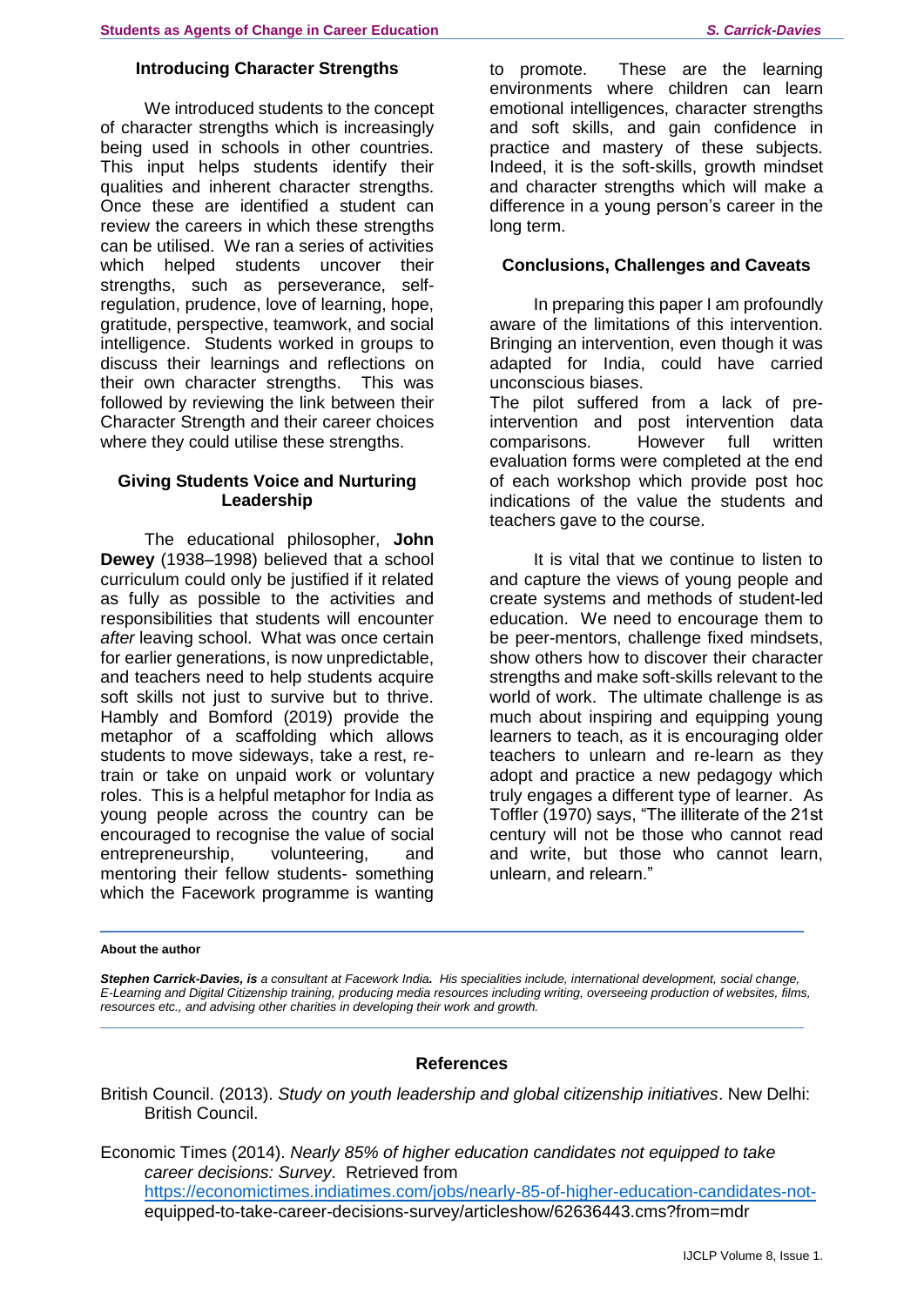## Introducing Character Strengths

We introduced students to the concept of character strengths which is increasingly being used in schools in other countries. This input helps students identify their qualities and inherent character strengths. Once these are identified a student can review the careers in which these strengths can be utilised. We ran a series of activities which helped students uncover their strengths, such as perseverance, self-regulation, prudence, love of learning, hope, gratitude, perspective, teamwork, and social intelligence. Students worked in groups to discuss their learnings and reflections on their own character strengths. This was followed by reviewing the link between their Character Strength and their career choices where they could utilise these strengths.

## Giving Students Voice and Nurturing Leadership

The educational philosopher, **John Dewey** (1938–1998) believed that a school curriculum could only be justified if it related as fully as possible to the activities and responsibilities that students will encounter *after* leaving school. What was once certain for earlier generations, is now unpredictable, and teachers need to help students acquire soft skills not just to survive but to thrive. Hambly and Bomford (2019) provide the metaphor of a scaffolding which allows students to move sideways, take a rest, re-train or take on unpaid work or voluntary roles. This is a helpful metaphor for India as young people across the country can be encouraged to recognise the value of social entrepreneurship, volunteering, and mentoring their fellow students- something which the Facework programme is wanting to promote. These are the learning environments where children can learn emotional intelligences, character strengths and soft skills, and gain confidence in practice and mastery of these subjects. Indeed, it is the soft-skills, growth mindset and character strengths which will make a difference in a young person's career in the long term.

## Conclusions, Challenges and Caveats

In preparing this paper I am profoundly aware of the limitations of this intervention. Bringing an intervention, even though it was adapted for India, could have carried unconscious biases.

The pilot suffered from a lack of pre-intervention and post intervention data comparisons. However full written evaluation forms were completed at the end of each workshop which provide post hoc indications of the value the students and teachers gave to the course.

It is vital that we continue to listen to and capture the views of young people and create systems and methods of student-led education. We need to encourage them to be peer-mentors, challenge fixed mindsets, show others how to discover their character strengths and make soft-skills relevant to the world of work. The ultimate challenge is as much about inspiring and equipping young learners to teach, as it is encouraging older teachers to unlearn and re-learn as they adopt and practice a new pedagogy which truly engages a different type of learner. As Toffler (1970) says, "The illiterate of the 21st century will not be those who cannot read and write, but those who cannot learn, unlearn, and relearn."

---

**About the author**

***Stephen Carrick-Davies, is** a consultant at Facework India. His specialities include, international development, social change, E-Learning and Digital Citizenship training, producing media resources including writing, overseeing production of websites, films, resources etc., and advising other charities in developing their work and growth.*

---

## References

British Council. (2013). *Study on youth leadership and global citizenship initiatives*. New Delhi: British Council.

Economic Times (2014). *Nearly 85% of higher education candidates not equipped to take career decisions: Survey*. Retrieved from https://economictimes.indiatimes.com/jobs/nearly-85-of-higher-education-candidates-not-equipped-to-take-career-decisions-survey/articleshow/62636443.cms?from=mdr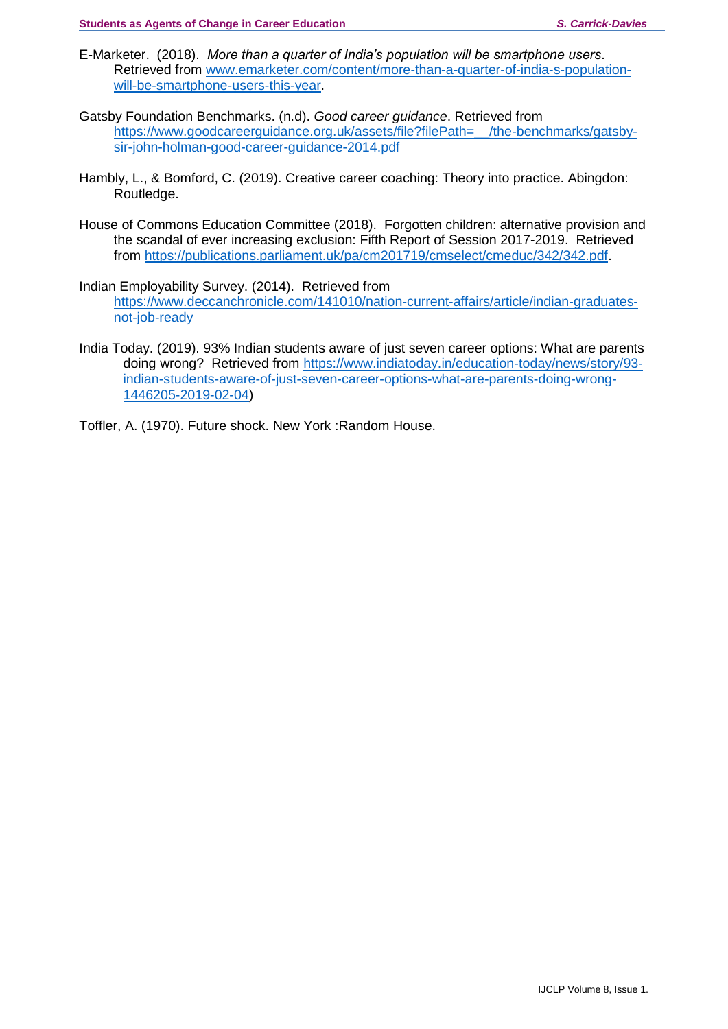E-Marketer. (2018). *More than a quarter of India's population will be smartphone users*. Retrieved from www.emarketer.com/content/more-than-a-quarter-of-india-s-population-will-be-smartphone-users-this-year.

Gatsby Foundation Benchmarks. (n.d). *Good career guidance*. Retrieved from https://www.goodcareerguidance.org.uk/assets/file?filePath=__/the-benchmarks/gatsby-sir-john-holman-good-career-guidance-2014.pdf

Hambly, L., & Bomford, C. (2019). Creative career coaching: Theory into practice. Abingdon: Routledge.

House of Commons Education Committee (2018). Forgotten children: alternative provision and the scandal of ever increasing exclusion: Fifth Report of Session 2017-2019. Retrieved from https://publications.parliament.uk/pa/cm201719/cmselect/cmeduc/342/342.pdf.

Indian Employability Survey. (2014). Retrieved from https://www.deccanchronicle.com/141010/nation-current-affairs/article/indian-graduates-not-job-ready

India Today. (2019). 93% Indian students aware of just seven career options: What are parents doing wrong? Retrieved from https://www.indiatoday.in/education-today/news/story/93-indian-students-aware-of-just-seven-career-options-what-are-parents-doing-wrong-1446205-2019-02-04)

Toffler, A. (1970). Future shock. New York :Random House.